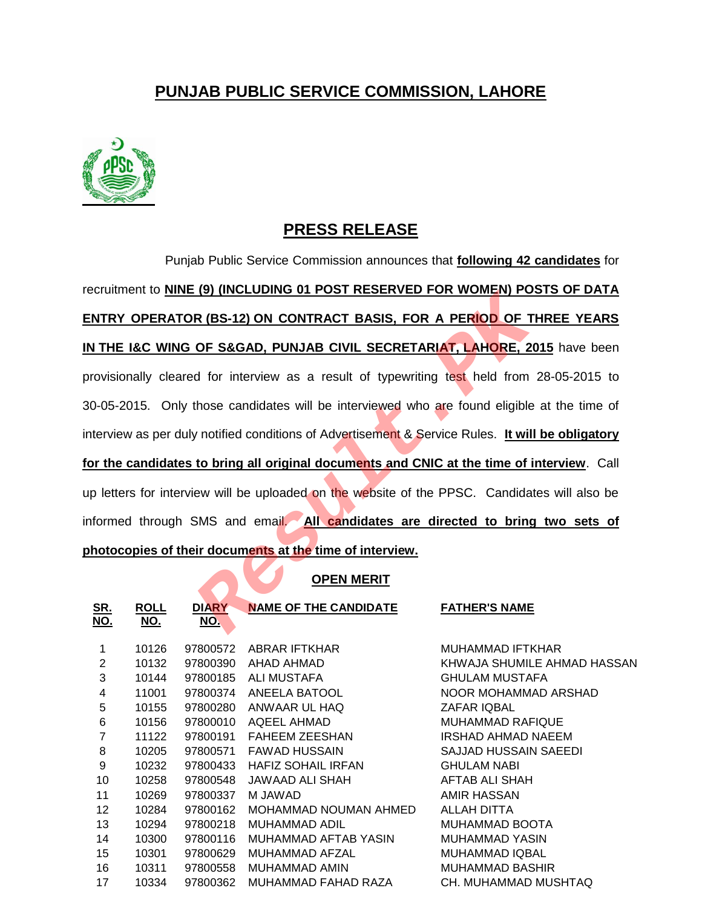# PUNJAB PUBLIC SERVICE COMMISSION, LAHORE

## PRESS RELEASE

Punjab Public Service Commission announces that **following 42 candidates** for recruitment to **NINE (9) (INCLUDING 01 POST RESERVED FOR WOMEN) POSTS OF DATA ENTRY OPERATOR (BS-12) ON CONTRACT BASIS, FOR A PERIOD OF THREE YEARS IN THE I&C WING OF S&GAD, PUNJAB CIVIL SECRETARIAT, LAHORE, 2015** have been provisionally cleared for interview as a result of typewriting test held from 28-05-2015 to 30-05-2015. Only those candidates will be interviewed who are found eligible at the time of interview as per duly notified conditions of Advertisement & Service Rules. **It will be obligatory for the candidates to bring all original documents and CNIC at the time of interview**. Call up letters for interview will be uploaded on the website of the PPSC. Candidates will also be informed through SMS and email. **All candidates are directed to bring two sets of photocopies of their documents at the time of interview.**

### OPEN MERIT

| SR. NO. | ROLL NO. | DIARY NO. | NAME OF THE CANDIDATE | FATHER'S NAME |
|---|---|---|---|---|
| 1 | 10126 | 97800572 | ABRAR IFTKHAR | MUHAMMAD IFTKHAR |
| 2 | 10132 | 97800390 | AHAD AHMAD | KHWAJA SHUMILE AHMAD HASSAN |
| 3 | 10144 | 97800185 | ALI MUSTAFA | GHULAM MUSTAFA |
| 4 | 11001 | 97800374 | ANEELA BATOOL | NOOR MOHAMMAD ARSHAD |
| 5 | 10155 | 97800280 | ANWAAR UL HAQ | ZAFAR IQBAL |
| 6 | 10156 | 97800010 | AQEEL AHMAD | MUHAMMAD RAFIQUE |
| 7 | 11122 | 97800191 | FAHEEM ZEESHAN | IRSHAD AHMAD NAEEM |
| 8 | 10205 | 97800571 | FAWAD HUSSAIN | SAJJAD HUSSAIN SAEEDI |
| 9 | 10232 | 97800433 | HAFIZ SOHAIL IRFAN | GHULAM NABI |
| 10 | 10258 | 97800548 | JAWAAD ALI SHAH | AFTAB ALI SHAH |
| 11 | 10269 | 97800337 | M JAWAD | AMIR HASSAN |
| 12 | 10284 | 97800162 | MOHAMMAD NOUMAN AHMED | ALLAH DITTA |
| 13 | 10294 | 97800218 | MUHAMMAD ADIL | MUHAMMAD BOOTA |
| 14 | 10300 | 97800116 | MUHAMMAD AFTAB YASIN | MUHAMMAD YASIN |
| 15 | 10301 | 97800629 | MUHAMMAD AFZAL | MUHAMMAD IQBAL |
| 16 | 10311 | 97800558 | MUHAMMAD AMIN | MUHAMMAD BASHIR |
| 17 | 10334 | 97800362 | MUHAMMAD FAHAD RAZA | CH. MUHAMMAD MUSHTAQ |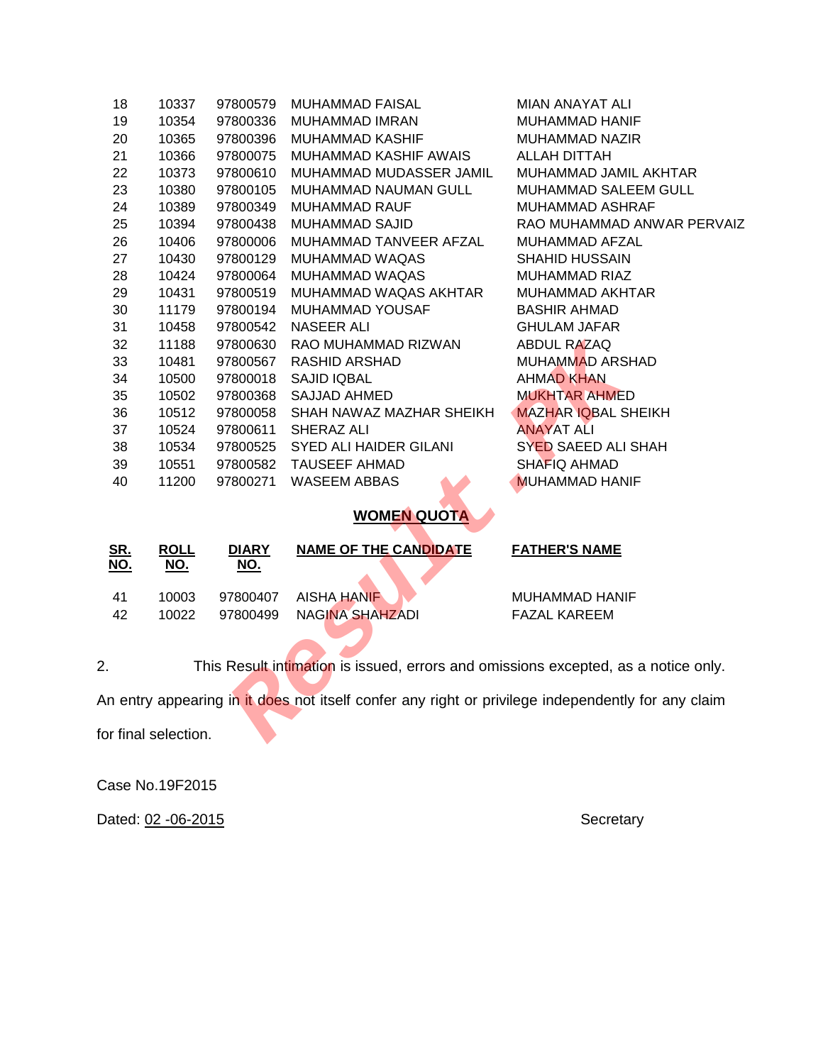| | | | | |
|---|---|---|---|---|
| 18 | 10337 | 97800579 | MUHAMMAD FAISAL | MIAN ANAYAT ALI |
| 19 | 10354 | 97800336 | MUHAMMAD IMRAN | MUHAMMAD HANIF |
| 20 | 10365 | 97800396 | MUHAMMAD KASHIF | MUHAMMAD NAZIR |
| 21 | 10366 | 97800075 | MUHAMMAD KASHIF AWAIS | ALLAH DITTAH |
| 22 | 10373 | 97800610 | MUHAMMAD MUDASSER JAMIL | MUHAMMAD JAMIL AKHTAR |
| 23 | 10380 | 97800105 | MUHAMMAD NAUMAN GULL | MUHAMMAD SALEEM GULL |
| 24 | 10389 | 97800349 | MUHAMMAD RAUF | MUHAMMAD ASHRAF |
| 25 | 10394 | 97800438 | MUHAMMAD SAJID | RAO MUHAMMAD ANWAR PERVAIZ |
| 26 | 10406 | 97800006 | MUHAMMAD TANVEER AFZAL | MUHAMMAD AFZAL |
| 27 | 10430 | 97800129 | MUHAMMAD WAQAS | SHAHID HUSSAIN |
| 28 | 10424 | 97800064 | MUHAMMAD WAQAS | MUHAMMAD RIAZ |
| 29 | 10431 | 97800519 | MUHAMMAD WAQAS AKHTAR | MUHAMMAD AKHTAR |
| 30 | 11179 | 97800194 | MUHAMMAD YOUSAF | BASHIR AHMAD |
| 31 | 10458 | 97800542 | NASEER ALI | GHULAM JAFAR |
| 32 | 11188 | 97800630 | RAO MUHAMMAD RIZWAN | ABDUL RAZAQ |
| 33 | 10481 | 97800567 | RASHID ARSHAD | MUHAMMAD ARSHAD |
| 34 | 10500 | 97800018 | SAJID IQBAL | AHMAD KHAN |
| 35 | 10502 | 97800368 | SAJJAD AHMED | MUKHTAR AHMED |
| 36 | 10512 | 97800058 | SHAH NAWAZ MAZHAR SHEIKH | MAZHAR IQBAL SHEIKH |
| 37 | 10524 | 97800611 | SHERAZ ALI | ANAYAT ALI |
| 38 | 10534 | 97800525 | SYED ALI HAIDER GILANI | SYED SAEED ALI SHAH |
| 39 | 10551 | 97800582 | TAUSEEF AHMAD | SHAFIQ AHMAD |
| 40 | 11200 | 97800271 | WASEEM ABBAS | MUHAMMAD HANIF |

## WOMEN QUOTA

| SR. NO. | ROLL NO. | DIARY NO. | NAME OF THE CANDIDATE | FATHER'S NAME |
|---|---|---|---|---|
| 41 | 10003 | 97800407 | AISHA HANIF | MUHAMMAD HANIF |
| 42 | 10022 | 97800499 | NAGINA SHAHZADI | FAZAL KAREEM |

2. This Result intimation is issued, errors and omissions excepted, as a notice only. An entry appearing in it does not itself confer any right or privilege independently for any claim for final selection.

Case No.19F2015

Dated: 02 -06-2015

Secretary